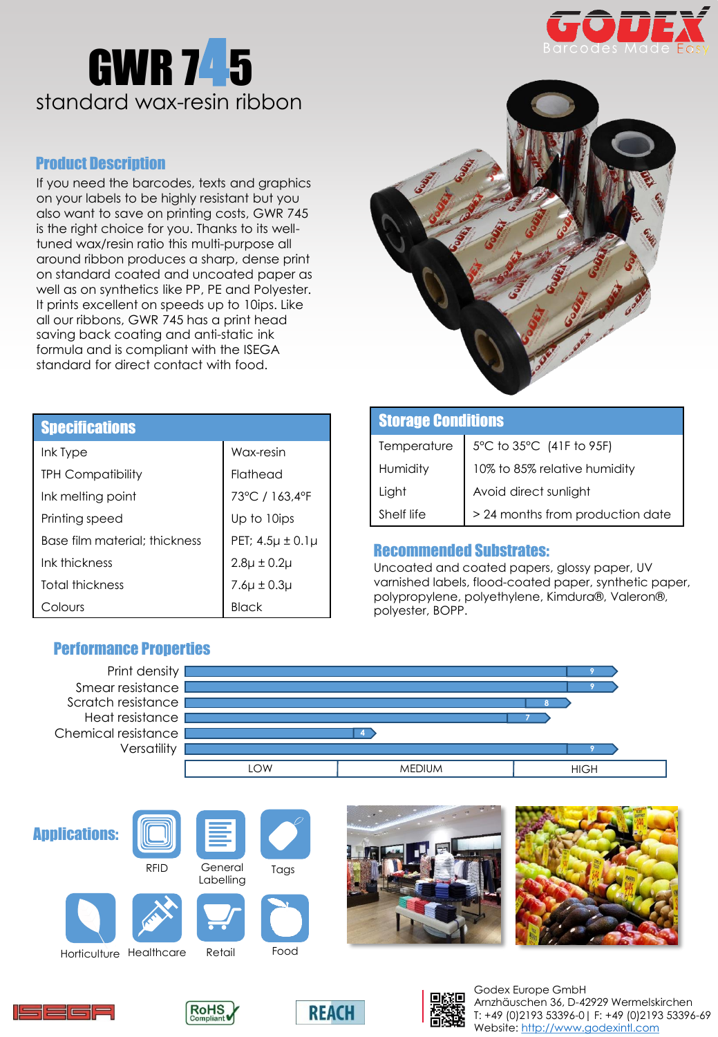# GWR 745

standard wax-resin ribbon

## Product Description

If you need the barcodes, texts and graphics on your labels to be highly resistant but you also want to save on printing costs, GWR 745 is the right choice for you. Thanks to its well-tuned wax/resin ratio this multi-purpose all around ribbon produces a sharp, dense print on standard coated and uncoated paper as well as on synthetics like PP, PE and Polyester. It prints excellent on speeds up to 10ips. Like all our ribbons, GWR 745 has a print head saving back coating and anti-static ink formula and is compliant with the ISEGA standard for direct contact with food.

## Specifications

| Specifications | |
|---|---|
| Ink Type | Wax-resin |
| TPH Compatibility | Flathead |
| Ink melting point | 73°C / 163,4°F |
| Printing speed | Up to 10ips |
| Base film material; thickness | PET; 4.5µ ± 0.1µ |
| Ink thickness | 2.8µ ± 0.2µ |
| Total thickness | 7.6µ ± 0.3µ |
| Colours | Black |

## Storage Conditions

| Storage Conditions | |
|---|---|
| Temperature | 5°C to 35°C (41F to 95F) |
| Humidity | 10% to 85% relative humidity |
| Light | Avoid direct sunlight |
| Shelf life | > 24 months from production date |

## Recommended Substrates:

Uncoated and coated papers, glossy paper, UV varnished labels, flood-coated paper, synthetic paper, polypropylene, polyethylene, Kimdura®, Valeron®, polyester, BOPP.

## Performance Properties

| Property | Rating (LOW – MEDIUM – HIGH) |
|---|---|
| Print density | 9 |
| Smear resistance | 9 |
| Scratch resistance | 8 |
| Heat resistance | 7 |
| Chemical resistance | 4 |
| Versatility | 9 |

## Applications:

RFID, General Labelling, Tags, Horticulture, Healthcare, Retail, Food

ISEGA · RoHS Compliant · REACH

Godex Europe GmbH
Arnzhäuschen 36, D-42929 Wermelskirchen
T: +49 (0)2193 53396-0 | F: +49 (0)2193 53396-69
Website: http://www.godexintl.com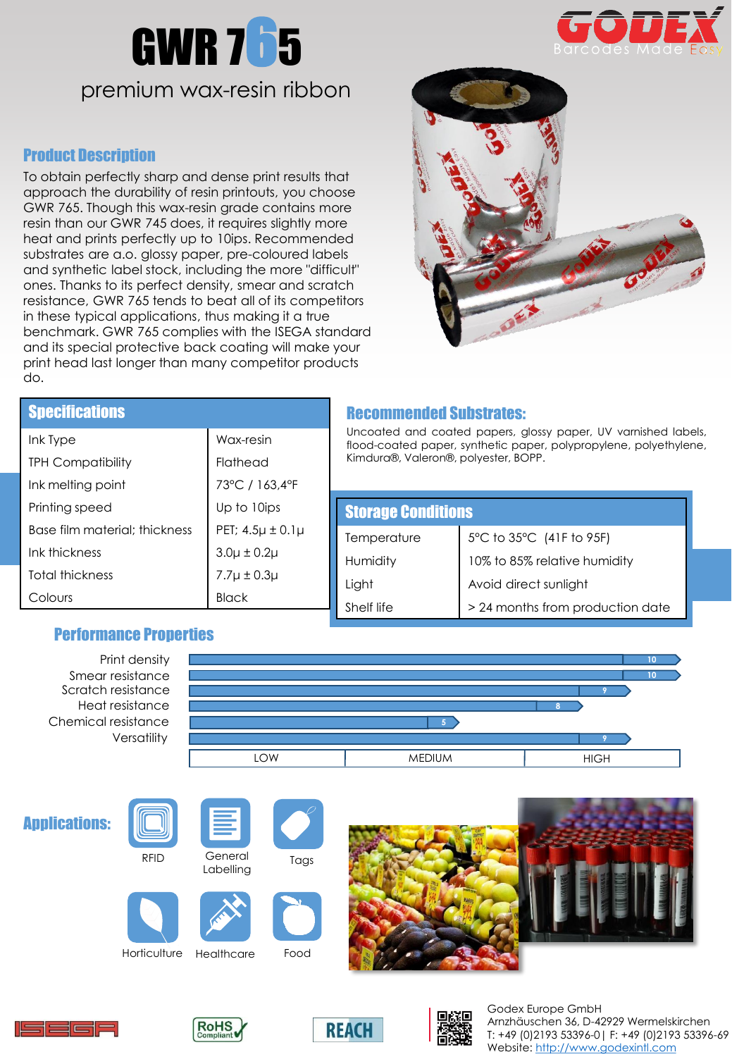# GWR 765

premium wax-resin ribbon

GODEX
Barcodes Made Easy

## Product Description

To obtain perfectly sharp and dense print results that approach the durability of resin printouts, you choose GWR 765. Though this wax-resin grade contains more resin than our GWR 745 does, it requires slightly more heat and prints perfectly up to 10ips. Recommended substrates are a.o. glossy paper, pre-coloured labels and synthetic label stock, including the more "difficult" ones. Thanks to its perfect density, smear and scratch resistance, GWR 765 tends to beat all of its competitors in these typical applications, thus making it a true benchmark. GWR 765 complies with the ISEGA standard and its special protective back coating will make your print head last longer than many competitor products do.

## Specifications

| | |
|---|---|
| Ink Type | Wax-resin |
| TPH Compatibility | Flathead |
| Ink melting point | 73°C / 163,4°F |
| Printing speed | Up to 10ips |
| Base film material; thickness | PET; 4.5μ ± 0.1μ |
| Ink thickness | 3.0μ ± 0.2μ |
| Total thickness | 7.7μ ± 0.3μ |
| Colours | Black |

## Recommended Substrates:

Uncoated and coated papers, glossy paper, UV varnished labels, flood-coated paper, synthetic paper, polypropylene, polyethylene, Kimdura®, Valeron®, polyester, BOPP.

## Storage Conditions

| | |
|---|---|
| Temperature | 5°C to 35°C (41F to 95F) |
| Humidity | 10% to 85% relative humidity |
| Light | Avoid direct sunlight |
| Shelf life | > 24 months from production date |

## Performance Properties

Print density 10
Smear resistance 10
Scratch resistance 9
Heat resistance 8
Chemical resistance 5
Versatility 9

LOW MEDIUM HIGH

## Applications:

RFID
General Labelling
Tags
Horticulture
Healthcare
Food

ISEGA RoHS Compliant REACH

Godex Europe GmbH
Arnzhäuschen 36, D-42929 Wermelskirchen
T: +49 (0)2193 53396-0 | F: +49 (0)2193 53396-69
Website: http://www.godexintl.com